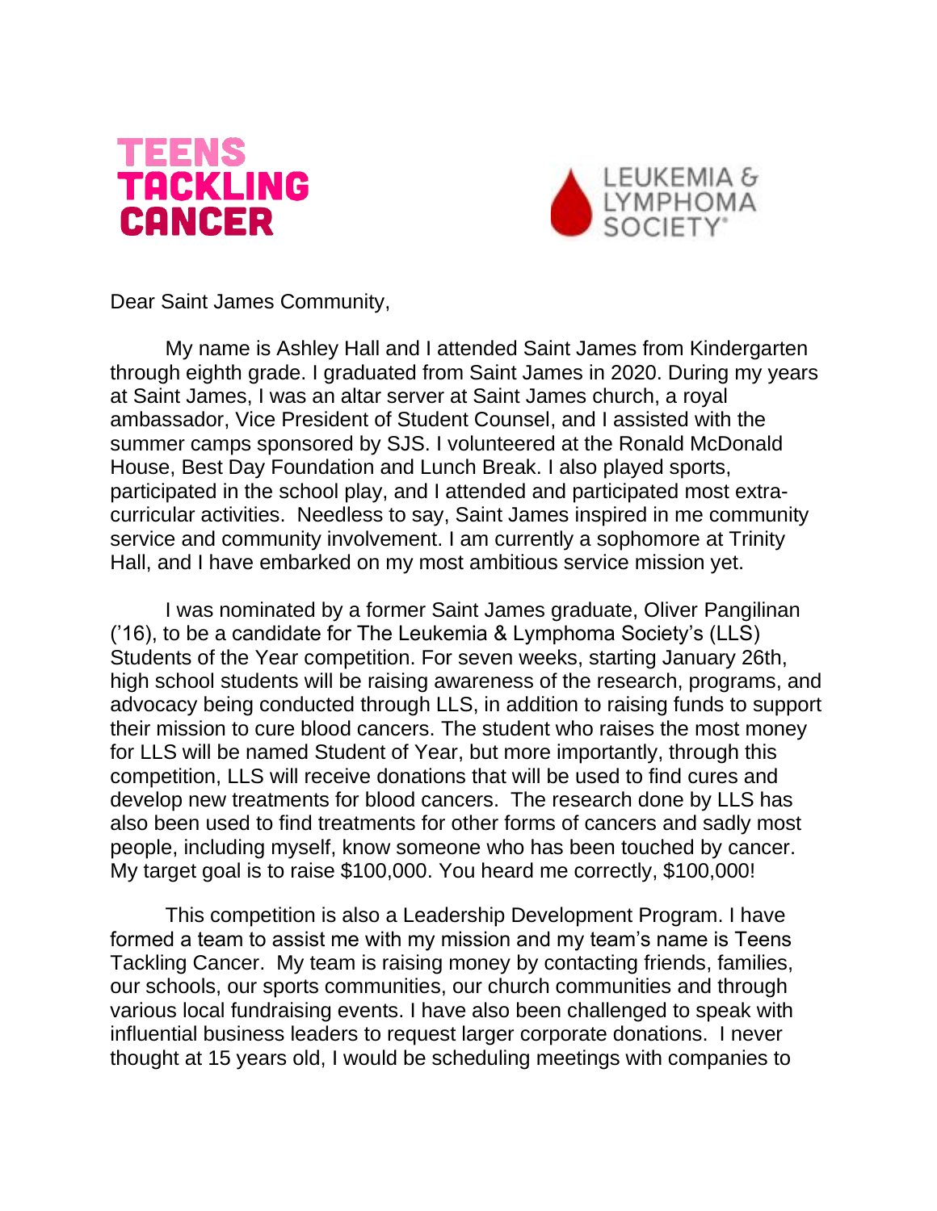TEENS TACKLING CANCER

LEUKEMIA & LYMPHOMA SOCIETY®

Dear Saint James Community,

My name is Ashley Hall and I attended Saint James from Kindergarten through eighth grade. I graduated from Saint James in 2020. During my years at Saint James, I was an altar server at Saint James church, a royal ambassador, Vice President of Student Counsel, and I assisted with the summer camps sponsored by SJS. I volunteered at the Ronald McDonald House, Best Day Foundation and Lunch Break. I also played sports, participated in the school play, and I attended and participated most extra-curricular activities. Needless to say, Saint James inspired in me community service and community involvement. I am currently a sophomore at Trinity Hall, and I have embarked on my most ambitious service mission yet.

I was nominated by a former Saint James graduate, Oliver Pangilinan ('16), to be a candidate for The Leukemia & Lymphoma Society's (LLS) Students of the Year competition. For seven weeks, starting January 26th, high school students will be raising awareness of the research, programs, and advocacy being conducted through LLS, in addition to raising funds to support their mission to cure blood cancers. The student who raises the most money for LLS will be named Student of Year, but more importantly, through this competition, LLS will receive donations that will be used to find cures and develop new treatments for blood cancers. The research done by LLS has also been used to find treatments for other forms of cancers and sadly most people, including myself, know someone who has been touched by cancer. My target goal is to raise $100,000. You heard me correctly, $100,000!

This competition is also a Leadership Development Program. I have formed a team to assist me with my mission and my team's name is Teens Tackling Cancer. My team is raising money by contacting friends, families, our schools, our sports communities, our church communities and through various local fundraising events. I have also been challenged to speak with influential business leaders to request larger corporate donations. I never thought at 15 years old, I would be scheduling meetings with companies to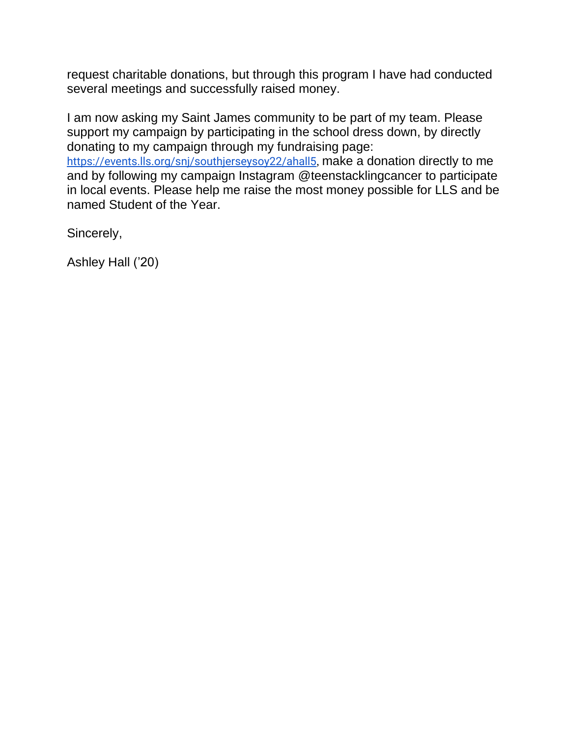request charitable donations, but through this program I have had conducted several meetings and successfully raised money.

I am now asking my Saint James community to be part of my team. Please support my campaign by participating in the school dress down, by directly donating to my campaign through my fundraising page: https://events.lls.org/snj/southjerseysoy22/ahall5, make a donation directly to me and by following my campaign Instagram @teenstacklingcancer to participate in local events. Please help me raise the most money possible for LLS and be named Student of the Year.

Sincerely,

Ashley Hall ('20)